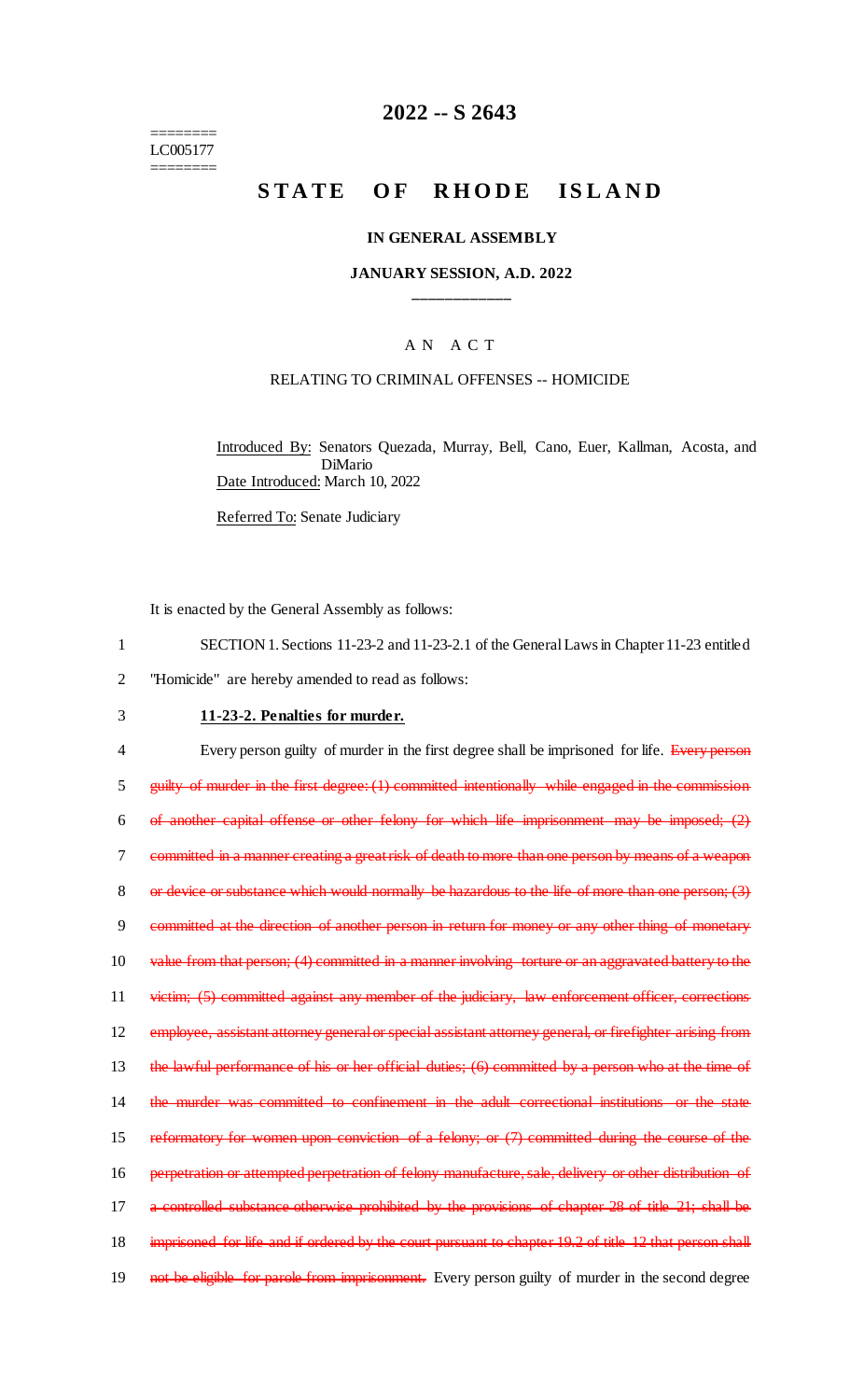========
LC005177
========

# 2022 -- S 2643

## STATE OF RHODE ISLAND

### IN GENERAL ASSEMBLY

### JANUARY SESSION, A.D. 2022

\_\_\_\_\_\_\_\_\_\_\_\_

### A N A C T

RELATING TO CRIMINAL OFFENSES -- HOMICIDE

Introduced By: Senators Quezada, Murray, Bell, Cano, Euer, Kallman, Acosta, and DiMario

Date Introduced: March 10, 2022

Referred To: Senate Judiciary

It is enacted by the General Assembly as follows:

1 SECTION 1. Sections 11-23-2 and 11-23-2.1 of the General Laws in Chapter 11-23 entitled
2 "Homicide" are hereby amended to read as follows:

3 **11-23-2. Penalties for murder.**

4 Every person guilty of murder in the first degree shall be imprisoned for life. ~~Every person~~
5 ~~guilty of murder in the first degree: (1) committed intentionally while engaged in the commission~~
6 ~~of another capital offense or other felony for which life imprisonment may be imposed; (2)~~
7 ~~committed in a manner creating a great risk of death to more than one person by means of a weapon~~
8 ~~or device or substance which would normally be hazardous to the life of more than one person; (3)~~
9 ~~committed at the direction of another person in return for money or any other thing of monetary~~
10 ~~value from that person; (4) committed in a manner involving torture or an aggravated battery to the~~
11 ~~victim; (5) committed against any member of the judiciary, law enforcement officer, corrections~~
12 ~~employee, assistant attorney general or special assistant attorney general, or firefighter arising from~~
13 ~~the lawful performance of his or her official duties; (6) committed by a person who at the time of~~
14 ~~the murder was committed to confinement in the adult correctional institutions or the state~~
15 ~~reformatory for women upon conviction of a felony; or (7) committed during the course of the~~
16 ~~perpetration or attempted perpetration of felony manufacture, sale, delivery or other distribution of~~
17 ~~a controlled substance otherwise prohibited by the provisions of chapter 28 of title 21; shall be~~
18 ~~imprisoned for life and if ordered by the court pursuant to chapter 19.2 of title 12 that person shall~~
19 ~~not be eligible for parole from imprisonment.~~ Every person guilty of murder in the second degree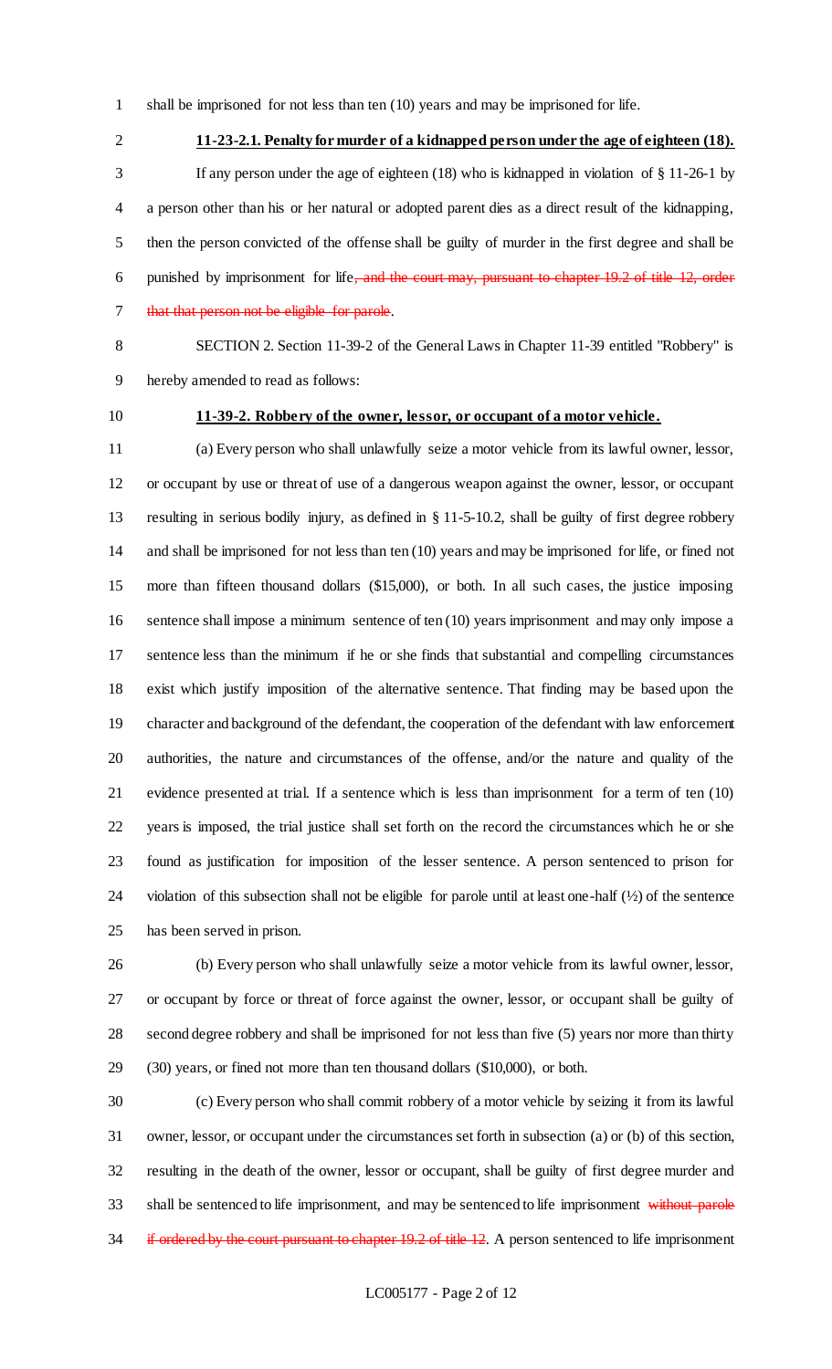shall be imprisoned for not less than ten (10) years and may be imprisoned for life.

**11-23-2.1. Penalty for murder of a kidnapped person under the age of eighteen (18).**

If any person under the age of eighteen (18) who is kidnapped in violation of § 11-26-1 by a person other than his or her natural or adopted parent dies as a direct result of the kidnapping, then the person convicted of the offense shall be guilty of murder in the first degree and shall be punished by imprisonment for life~~, and the court may, pursuant to chapter 19.2 of title 12, order that that person not be eligible for parole~~.

SECTION 2. Section 11-39-2 of the General Laws in Chapter 11-39 entitled "Robbery" is hereby amended to read as follows:

**11-39-2. Robbery of the owner, lessor, or occupant of a motor vehicle.**

(a) Every person who shall unlawfully seize a motor vehicle from its lawful owner, lessor, or occupant by use or threat of use of a dangerous weapon against the owner, lessor, or occupant resulting in serious bodily injury, as defined in § 11-5-10.2, shall be guilty of first degree robbery and shall be imprisoned for not less than ten (10) years and may be imprisoned for life, or fined not more than fifteen thousand dollars ($15,000), or both. In all such cases, the justice imposing sentence shall impose a minimum sentence of ten (10) years imprisonment and may only impose a sentence less than the minimum if he or she finds that substantial and compelling circumstances exist which justify imposition of the alternative sentence. That finding may be based upon the character and background of the defendant, the cooperation of the defendant with law enforcement authorities, the nature and circumstances of the offense, and/or the nature and quality of the evidence presented at trial. If a sentence which is less than imprisonment for a term of ten (10) years is imposed, the trial justice shall set forth on the record the circumstances which he or she found as justification for imposition of the lesser sentence. A person sentenced to prison for violation of this subsection shall not be eligible for parole until at least one-half (½) of the sentence has been served in prison.

(b) Every person who shall unlawfully seize a motor vehicle from its lawful owner, lessor, or occupant by force or threat of force against the owner, lessor, or occupant shall be guilty of second degree robbery and shall be imprisoned for not less than five (5) years nor more than thirty (30) years, or fined not more than ten thousand dollars ($10,000), or both.

(c) Every person who shall commit robbery of a motor vehicle by seizing it from its lawful owner, lessor, or occupant under the circumstances set forth in subsection (a) or (b) of this section, resulting in the death of the owner, lessor or occupant, shall be guilty of first degree murder and shall be sentenced to life imprisonment, and may be sentenced to life imprisonment ~~without parole if ordered by the court pursuant to chapter 19.2 of title 12~~. A person sentenced to life imprisonment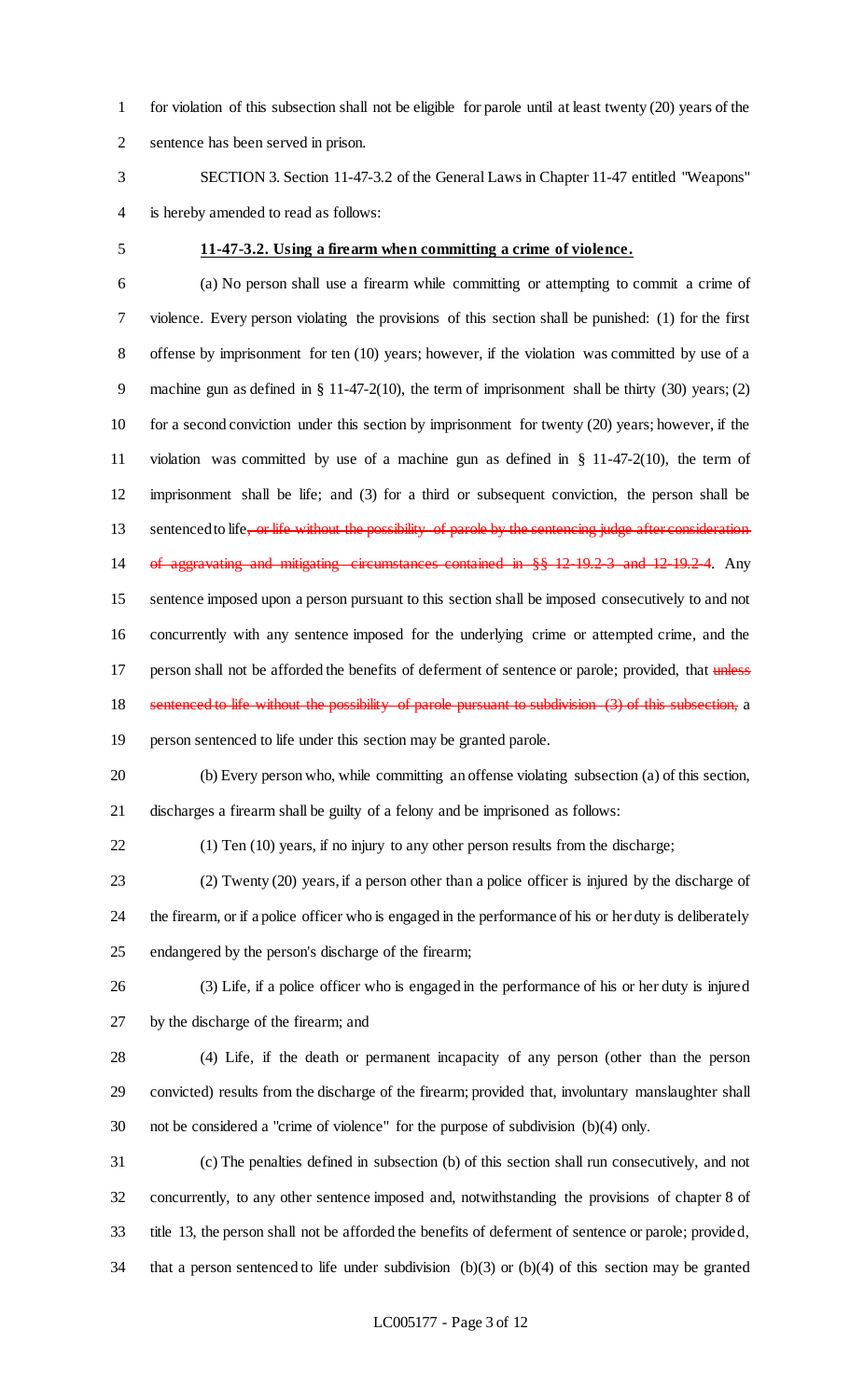for violation of this subsection shall not be eligible for parole until at least twenty (20) years of the sentence has been served in prison.

SECTION 3. Section 11-47-3.2 of the General Laws in Chapter 11-47 entitled "Weapons" is hereby amended to read as follows:

**11-47-3.2. Using a firearm when committing a crime of violence.**

(a) No person shall use a firearm while committing or attempting to commit a crime of violence. Every person violating the provisions of this section shall be punished: (1) for the first offense by imprisonment for ten (10) years; however, if the violation was committed by use of a machine gun as defined in § 11-47-2(10), the term of imprisonment shall be thirty (30) years; (2) for a second conviction under this section by imprisonment for twenty (20) years; however, if the violation was committed by use of a machine gun as defined in § 11-47-2(10), the term of imprisonment shall be life; and (3) for a third or subsequent conviction, the person shall be sentenced to life~~, or life without the possibility of parole by the sentencing judge after consideration of aggravating and mitigating circumstances contained in §§ 12-19.2-3 and 12-19.2-4~~. Any sentence imposed upon a person pursuant to this section shall be imposed consecutively to and not concurrently with any sentence imposed for the underlying crime or attempted crime, and the person shall not be afforded the benefits of deferment of sentence or parole; provided, that ~~unless sentenced to life without the possibility of parole pursuant to subdivision (3) of this subsection,~~ a person sentenced to life under this section may be granted parole.

(b) Every person who, while committing an offense violating subsection (a) of this section, discharges a firearm shall be guilty of a felony and be imprisoned as follows:

(1) Ten (10) years, if no injury to any other person results from the discharge;

(2) Twenty (20) years, if a person other than a police officer is injured by the discharge of the firearm, or if a police officer who is engaged in the performance of his or her duty is deliberately endangered by the person's discharge of the firearm;

(3) Life, if a police officer who is engaged in the performance of his or her duty is injured by the discharge of the firearm; and

(4) Life, if the death or permanent incapacity of any person (other than the person convicted) results from the discharge of the firearm; provided that, involuntary manslaughter shall not be considered a "crime of violence" for the purpose of subdivision (b)(4) only.

(c) The penalties defined in subsection (b) of this section shall run consecutively, and not concurrently, to any other sentence imposed and, notwithstanding the provisions of chapter 8 of title 13, the person shall not be afforded the benefits of deferment of sentence or parole; provided, that a person sentenced to life under subdivision (b)(3) or (b)(4) of this section may be granted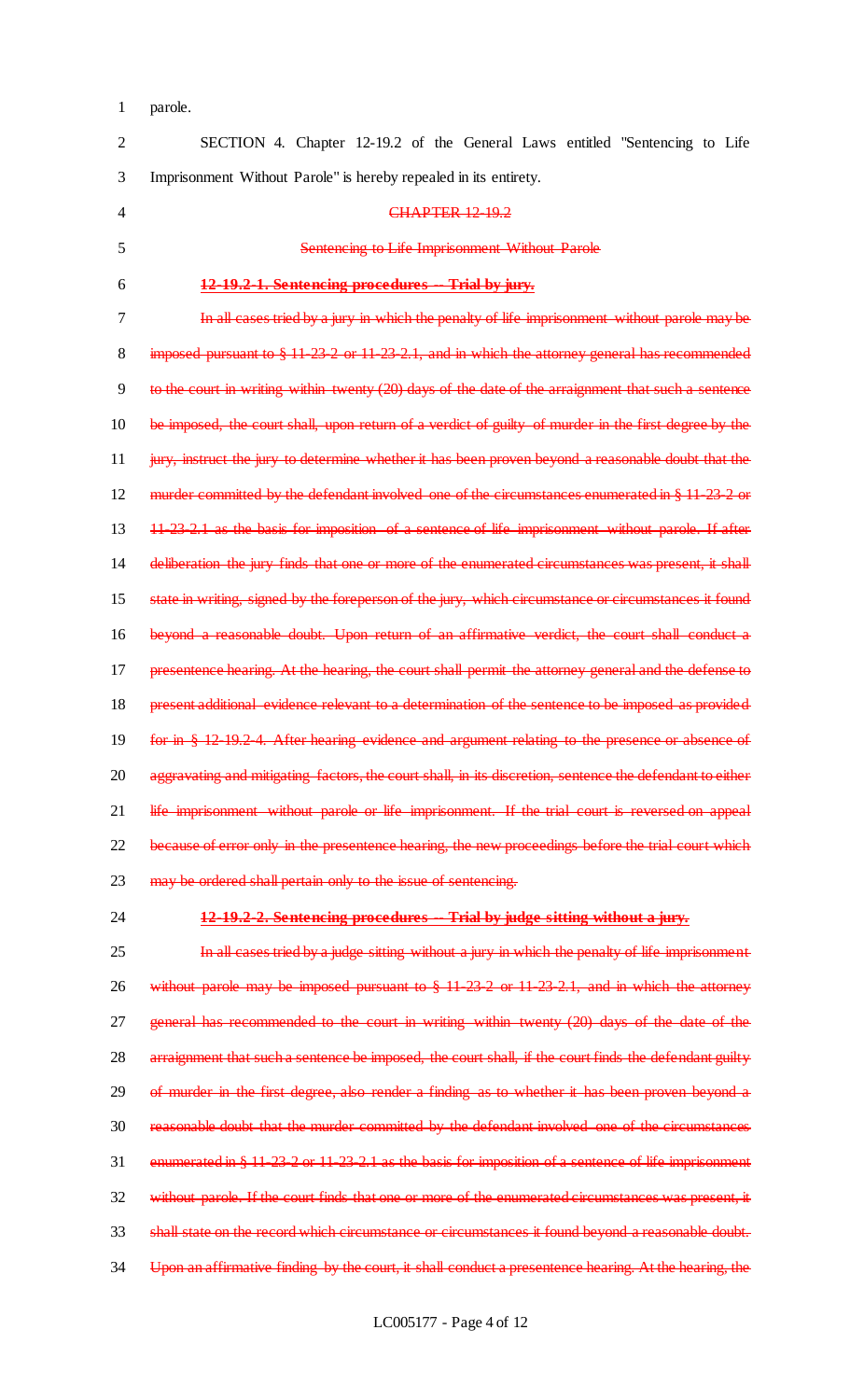parole.

SECTION 4. Chapter 12-19.2 of the General Laws entitled "Sentencing to Life Imprisonment Without Parole" is hereby repealed in its entirety.

~~CHAPTER 12-19.2~~

~~Sentencing to Life Imprisonment Without Parole~~

~~**12-19.2-1. Sentencing procedures -- Trial by jury.**~~

~~In all cases tried by a jury in which the penalty of life imprisonment without parole may be imposed pursuant to § 11-23-2 or 11-23-2.1, and in which the attorney general has recommended to the court in writing within twenty (20) days of the date of the arraignment that such a sentence be imposed, the court shall, upon return of a verdict of guilty of murder in the first degree by the jury, instruct the jury to determine whether it has been proven beyond a reasonable doubt that the murder committed by the defendant involved one of the circumstances enumerated in § 11-23-2 or 11-23-2.1 as the basis for imposition of a sentence of life imprisonment without parole. If after deliberation the jury finds that one or more of the enumerated circumstances was present, it shall state in writing, signed by the foreperson of the jury, which circumstance or circumstances it found beyond a reasonable doubt. Upon return of an affirmative verdict, the court shall conduct a presentence hearing. At the hearing, the court shall permit the attorney general and the defense to present additional evidence relevant to a determination of the sentence to be imposed as provided for in § 12-19.2-4. After hearing evidence and argument relating to the presence or absence of aggravating and mitigating factors, the court shall, in its discretion, sentence the defendant to either life imprisonment without parole or life imprisonment. If the trial court is reversed on appeal because of error only in the presentence hearing, the new proceedings before the trial court which may be ordered shall pertain only to the issue of sentencing.~~

~~**12-19.2-2. Sentencing procedures -- Trial by judge sitting without a jury.**~~

~~In all cases tried by a judge sitting without a jury in which the penalty of life imprisonment without parole may be imposed pursuant to § 11-23-2 or 11-23-2.1, and in which the attorney general has recommended to the court in writing within twenty (20) days of the date of the arraignment that such a sentence be imposed, the court shall, if the court finds the defendant guilty of murder in the first degree, also render a finding as to whether it has been proven beyond a reasonable doubt that the murder committed by the defendant involved one of the circumstances enumerated in § 11-23-2 or 11-23-2.1 as the basis for imposition of a sentence of life imprisonment without parole. If the court finds that one or more of the enumerated circumstances was present, it shall state on the record which circumstance or circumstances it found beyond a reasonable doubt. Upon an affirmative finding by the court, it shall conduct a presentence hearing. At the hearing, the~~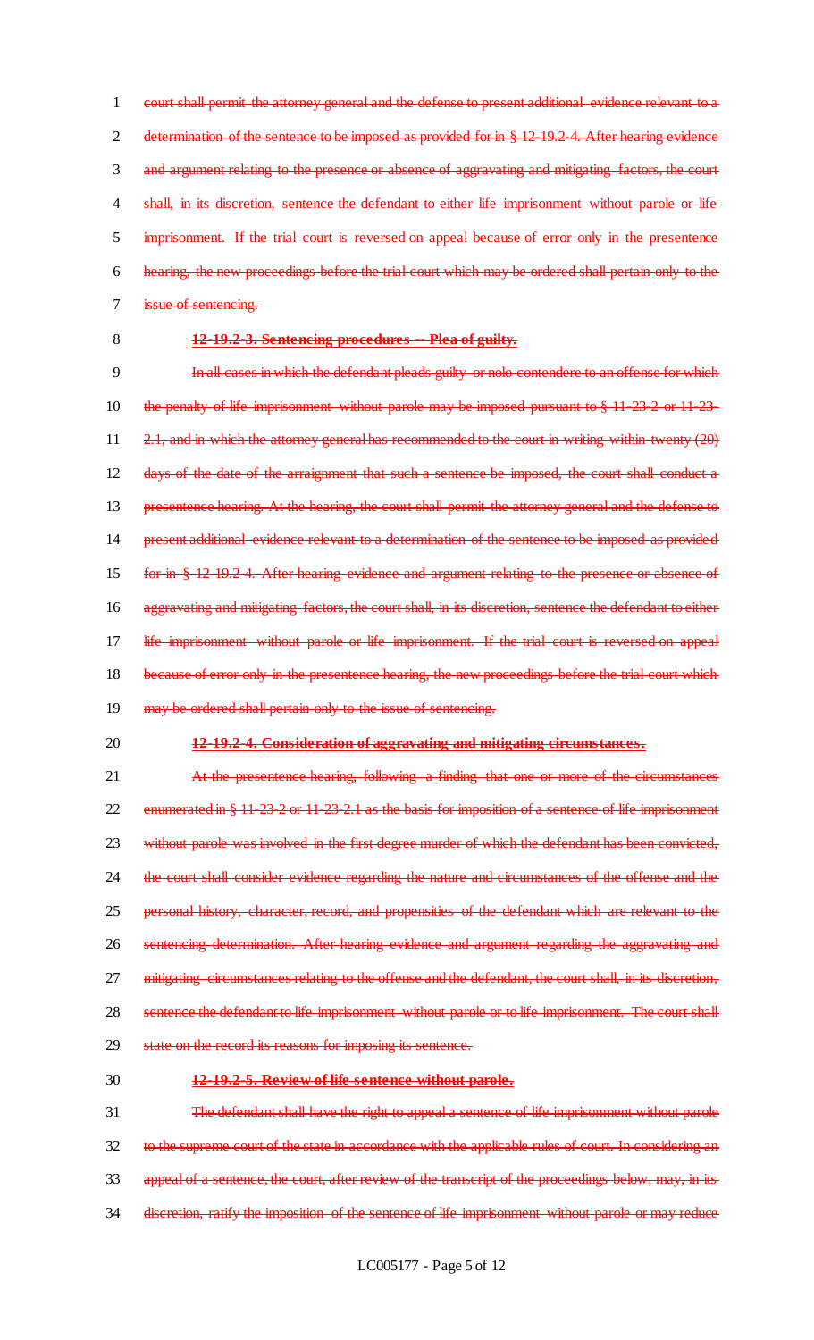~~court shall permit the attorney general and the defense to present additional evidence relevant to a determination of the sentence to be imposed as provided for in § 12-19.2-4. After hearing evidence and argument relating to the presence or absence of aggravating and mitigating factors, the court shall, in its discretion, sentence the defendant to either life imprisonment without parole or life imprisonment. If the trial court is reversed on appeal because of error only in the presentence hearing, the new proceedings before the trial court which may be ordered shall pertain only to the issue of sentencing.~~

**~~12-19.2-3. Sentencing procedures -- Plea of guilty.~~**

~~In all cases in which the defendant pleads guilty or nolo contendere to an offense for which the penalty of life imprisonment without parole may be imposed pursuant to § 11-23-2 or 11-23-2.1, and in which the attorney general has recommended to the court in writing within twenty (20) days of the date of the arraignment that such a sentence be imposed, the court shall conduct a presentence hearing. At the hearing, the court shall permit the attorney general and the defense to present additional evidence relevant to a determination of the sentence to be imposed as provided for in § 12-19.2-4. After hearing evidence and argument relating to the presence or absence of aggravating and mitigating factors, the court shall, in its discretion, sentence the defendant to either life imprisonment without parole or life imprisonment. If the trial court is reversed on appeal because of error only in the presentence hearing, the new proceedings before the trial court which may be ordered shall pertain only to the issue of sentencing.~~

**~~12-19.2-4. Consideration of aggravating and mitigating circumstances.~~**

~~At the presentence hearing, following a finding that one or more of the circumstances enumerated in § 11-23-2 or 11-23-2.1 as the basis for imposition of a sentence of life imprisonment without parole was involved in the first degree murder of which the defendant has been convicted, the court shall consider evidence regarding the nature and circumstances of the offense and the personal history, character, record, and propensities of the defendant which are relevant to the sentencing determination. After hearing evidence and argument regarding the aggravating and mitigating circumstances relating to the offense and the defendant, the court shall, in its discretion, sentence the defendant to life imprisonment without parole or to life imprisonment. The court shall state on the record its reasons for imposing its sentence.~~

**~~12-19.2-5. Review of life sentence without parole.~~**

~~The defendant shall have the right to appeal a sentence of life imprisonment without parole to the supreme court of the state in accordance with the applicable rules of court. In considering an appeal of a sentence, the court, after review of the transcript of the proceedings below, may, in its discretion, ratify the imposition of the sentence of life imprisonment without parole or may reduce~~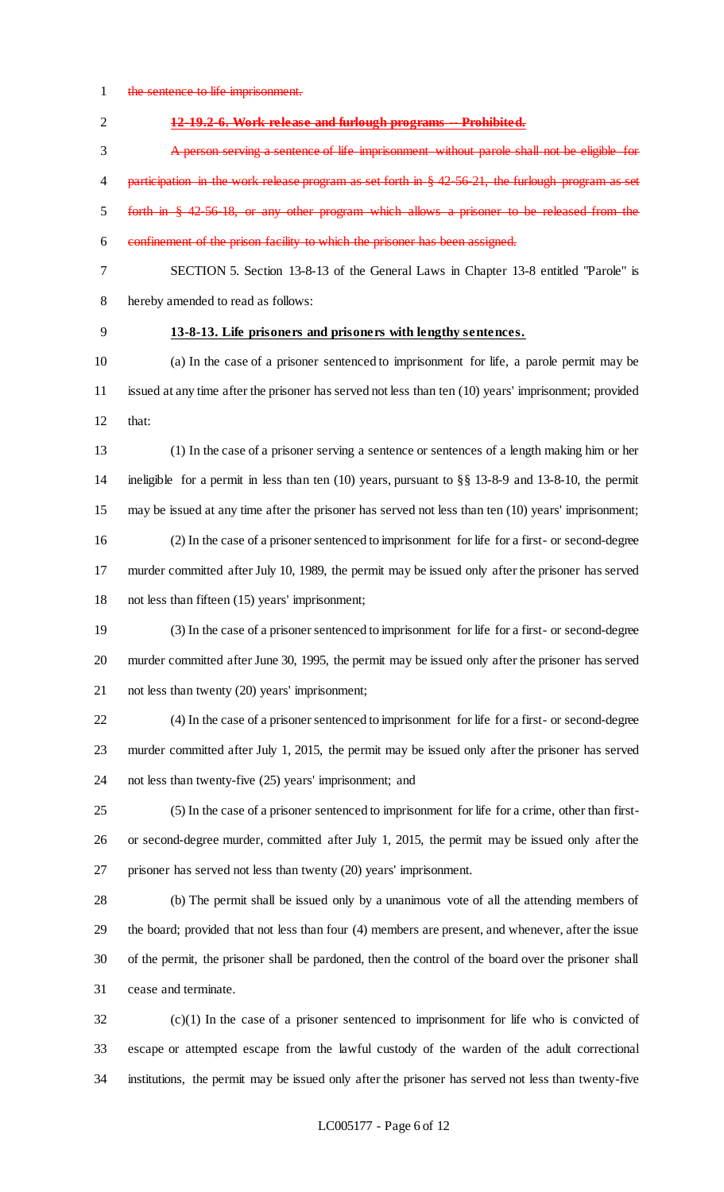~~the sentence to life imprisonment.~~

~~**12-19.2-6. Work release and furlough programs -- Prohibited.**~~

~~A person serving a sentence of life imprisonment without parole shall not be eligible for participation in the work release program as set forth in § 42-56-21, the furlough program as set forth in § 42-56-18, or any other program which allows a prisoner to be released from the confinement of the prison facility to which the prisoner has been assigned.~~

SECTION 5. Section 13-8-13 of the General Laws in Chapter 13-8 entitled "Parole" is hereby amended to read as follows:

**13-8-13. Life prisoners and prisoners with lengthy sentences.**

(a) In the case of a prisoner sentenced to imprisonment for life, a parole permit may be issued at any time after the prisoner has served not less than ten (10) years' imprisonment; provided that:

(1) In the case of a prisoner serving a sentence or sentences of a length making him or her ineligible for a permit in less than ten (10) years, pursuant to §§ 13-8-9 and 13-8-10, the permit may be issued at any time after the prisoner has served not less than ten (10) years' imprisonment;

(2) In the case of a prisoner sentenced to imprisonment for life for a first- or second-degree murder committed after July 10, 1989, the permit may be issued only after the prisoner has served not less than fifteen (15) years' imprisonment;

(3) In the case of a prisoner sentenced to imprisonment for life for a first- or second-degree murder committed after June 30, 1995, the permit may be issued only after the prisoner has served not less than twenty (20) years' imprisonment;

(4) In the case of a prisoner sentenced to imprisonment for life for a first- or second-degree murder committed after July 1, 2015, the permit may be issued only after the prisoner has served not less than twenty-five (25) years' imprisonment; and

(5) In the case of a prisoner sentenced to imprisonment for life for a crime, other than first- or second-degree murder, committed after July 1, 2015, the permit may be issued only after the prisoner has served not less than twenty (20) years' imprisonment.

(b) The permit shall be issued only by a unanimous vote of all the attending members of the board; provided that not less than four (4) members are present, and whenever, after the issue of the permit, the prisoner shall be pardoned, then the control of the board over the prisoner shall cease and terminate.

(c)(1) In the case of a prisoner sentenced to imprisonment for life who is convicted of escape or attempted escape from the lawful custody of the warden of the adult correctional institutions, the permit may be issued only after the prisoner has served not less than twenty-five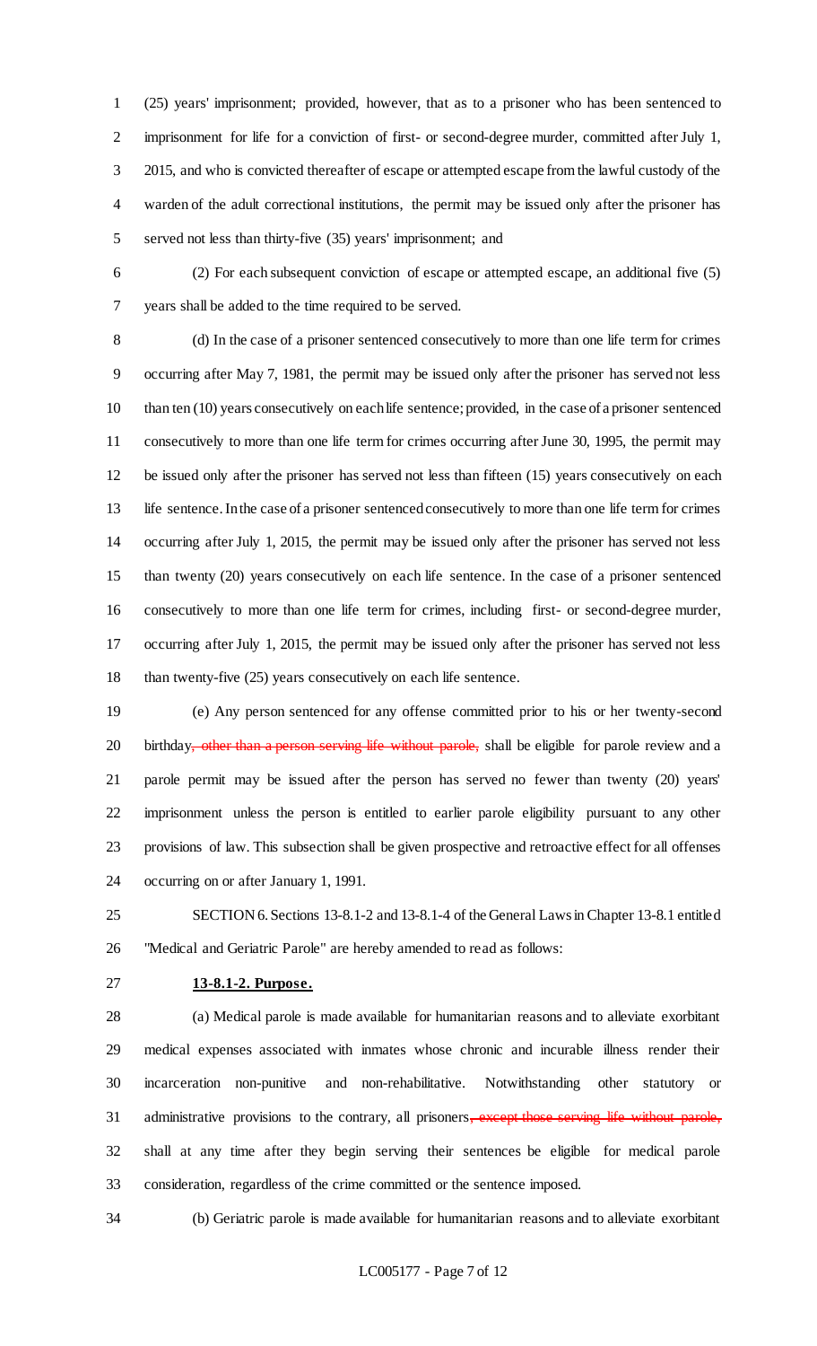(25) years' imprisonment; provided, however, that as to a prisoner who has been sentenced to imprisonment for life for a conviction of first- or second-degree murder, committed after July 1, 2015, and who is convicted thereafter of escape or attempted escape from the lawful custody of the warden of the adult correctional institutions, the permit may be issued only after the prisoner has served not less than thirty-five (35) years' imprisonment; and

(2) For each subsequent conviction of escape or attempted escape, an additional five (5) years shall be added to the time required to be served.

(d) In the case of a prisoner sentenced consecutively to more than one life term for crimes occurring after May 7, 1981, the permit may be issued only after the prisoner has served not less than ten (10) years consecutively on each life sentence; provided, in the case of a prisoner sentenced consecutively to more than one life term for crimes occurring after June 30, 1995, the permit may be issued only after the prisoner has served not less than fifteen (15) years consecutively on each life sentence. In the case of a prisoner sentenced consecutively to more than one life term for crimes occurring after July 1, 2015, the permit may be issued only after the prisoner has served not less than twenty (20) years consecutively on each life sentence. In the case of a prisoner sentenced consecutively to more than one life term for crimes, including first- or second-degree murder, occurring after July 1, 2015, the permit may be issued only after the prisoner has served not less than twenty-five (25) years consecutively on each life sentence.

(e) Any person sentenced for any offense committed prior to his or her twenty-second birthday~~, other than a person serving life without parole,~~ shall be eligible for parole review and a parole permit may be issued after the person has served no fewer than twenty (20) years' imprisonment unless the person is entitled to earlier parole eligibility pursuant to any other provisions of law. This subsection shall be given prospective and retroactive effect for all offenses occurring on or after January 1, 1991.

SECTION 6. Sections 13-8.1-2 and 13-8.1-4 of the General Laws in Chapter 13-8.1 entitled "Medical and Geriatric Parole" are hereby amended to read as follows:

**13-8.1-2. Purpose.**

(a) Medical parole is made available for humanitarian reasons and to alleviate exorbitant medical expenses associated with inmates whose chronic and incurable illness render their incarceration non-punitive and non-rehabilitative. Notwithstanding other statutory or administrative provisions to the contrary, all prisoners~~, except those serving life without parole,~~ shall at any time after they begin serving their sentences be eligible for medical parole consideration, regardless of the crime committed or the sentence imposed.

(b) Geriatric parole is made available for humanitarian reasons and to alleviate exorbitant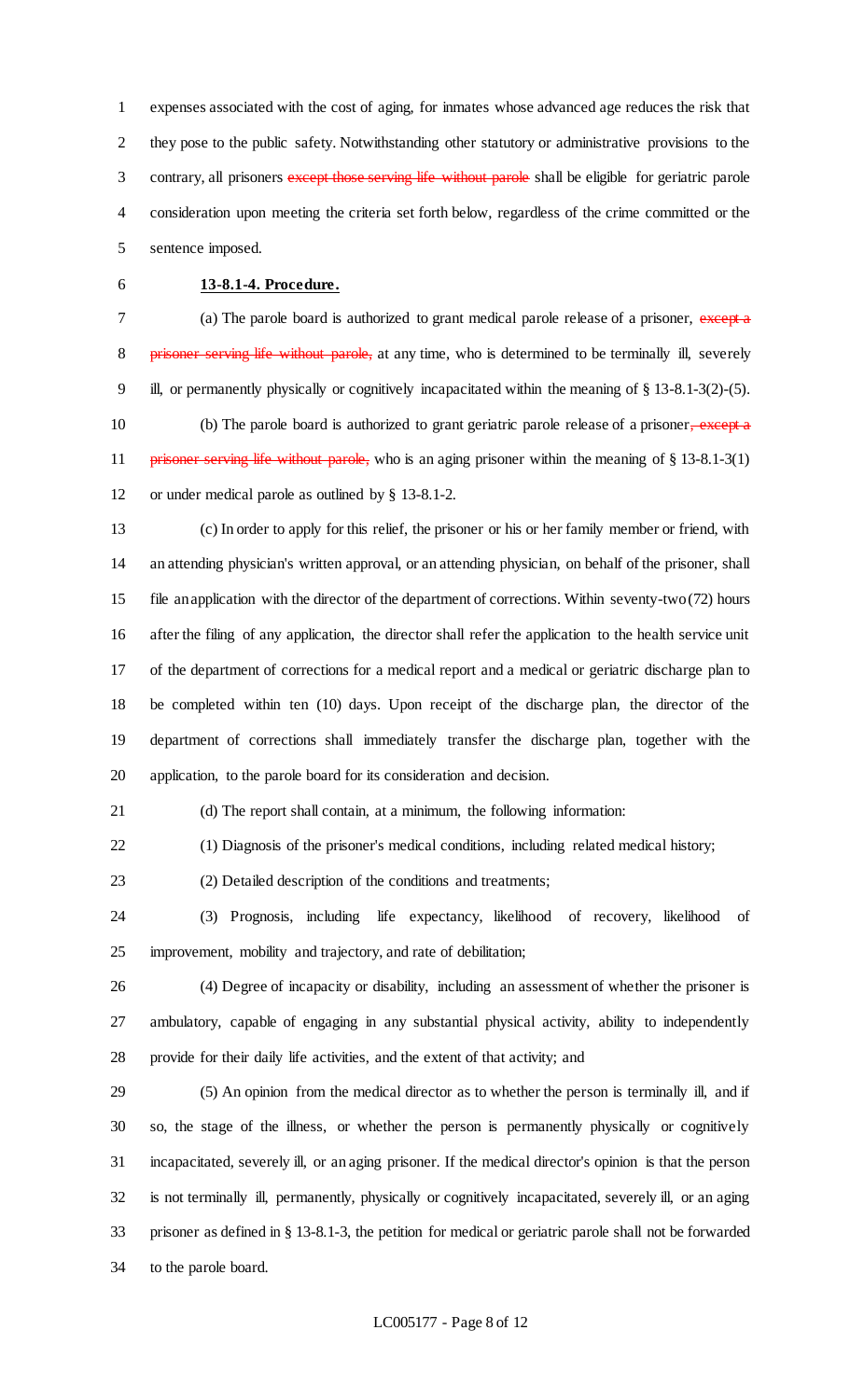expenses associated with the cost of aging, for inmates whose advanced age reduces the risk that they pose to the public safety. Notwithstanding other statutory or administrative provisions to the contrary, all prisoners ~~except those serving life without parole~~ shall be eligible for geriatric parole consideration upon meeting the criteria set forth below, regardless of the crime committed or the sentence imposed.

**13-8.1-4. Procedure.**

(a) The parole board is authorized to grant medical parole release of a prisoner, ~~except a prisoner serving life without parole,~~ at any time, who is determined to be terminally ill, severely ill, or permanently physically or cognitively incapacitated within the meaning of § 13-8.1-3(2)-(5).

(b) The parole board is authorized to grant geriatric parole release of a prisoner~~, except a prisoner serving life without parole,~~ who is an aging prisoner within the meaning of § 13-8.1-3(1) or under medical parole as outlined by § 13-8.1-2.

(c) In order to apply for this relief, the prisoner or his or her family member or friend, with an attending physician's written approval, or an attending physician, on behalf of the prisoner, shall file an application with the director of the department of corrections. Within seventy-two (72) hours after the filing of any application, the director shall refer the application to the health service unit of the department of corrections for a medical report and a medical or geriatric discharge plan to be completed within ten (10) days. Upon receipt of the discharge plan, the director of the department of corrections shall immediately transfer the discharge plan, together with the application, to the parole board for its consideration and decision.

(d) The report shall contain, at a minimum, the following information:

(1) Diagnosis of the prisoner's medical conditions, including related medical history;

(2) Detailed description of the conditions and treatments;

(3) Prognosis, including life expectancy, likelihood of recovery, likelihood of improvement, mobility and trajectory, and rate of debilitation;

(4) Degree of incapacity or disability, including an assessment of whether the prisoner is ambulatory, capable of engaging in any substantial physical activity, ability to independently provide for their daily life activities, and the extent of that activity; and

(5) An opinion from the medical director as to whether the person is terminally ill, and if so, the stage of the illness, or whether the person is permanently physically or cognitively incapacitated, severely ill, or an aging prisoner. If the medical director's opinion is that the person is not terminally ill, permanently, physically or cognitively incapacitated, severely ill, or an aging prisoner as defined in § 13-8.1-3, the petition for medical or geriatric parole shall not be forwarded to the parole board.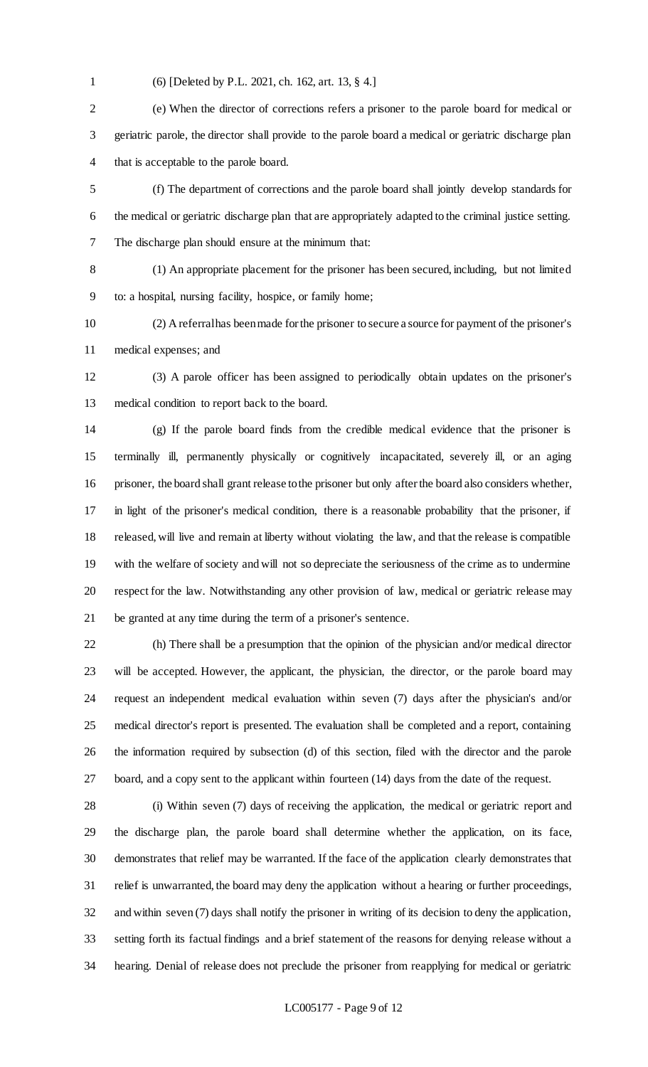(6) [Deleted by P.L. 2021, ch. 162, art. 13, § 4.]

(e) When the director of corrections refers a prisoner to the parole board for medical or geriatric parole, the director shall provide to the parole board a medical or geriatric discharge plan that is acceptable to the parole board.

(f) The department of corrections and the parole board shall jointly develop standards for the medical or geriatric discharge plan that are appropriately adapted to the criminal justice setting. The discharge plan should ensure at the minimum that:

(1) An appropriate placement for the prisoner has been secured, including, but not limited to: a hospital, nursing facility, hospice, or family home;

(2) A referral has been made for the prisoner to secure a source for payment of the prisoner's medical expenses; and

(3) A parole officer has been assigned to periodically obtain updates on the prisoner's medical condition to report back to the board.

(g) If the parole board finds from the credible medical evidence that the prisoner is terminally ill, permanently physically or cognitively incapacitated, severely ill, or an aging prisoner, the board shall grant release to the prisoner but only after the board also considers whether, in light of the prisoner's medical condition, there is a reasonable probability that the prisoner, if released, will live and remain at liberty without violating the law, and that the release is compatible with the welfare of society and will not so depreciate the seriousness of the crime as to undermine respect for the law. Notwithstanding any other provision of law, medical or geriatric release may be granted at any time during the term of a prisoner's sentence.

(h) There shall be a presumption that the opinion of the physician and/or medical director will be accepted. However, the applicant, the physician, the director, or the parole board may request an independent medical evaluation within seven (7) days after the physician's and/or medical director's report is presented. The evaluation shall be completed and a report, containing the information required by subsection (d) of this section, filed with the director and the parole board, and a copy sent to the applicant within fourteen (14) days from the date of the request.

(i) Within seven (7) days of receiving the application, the medical or geriatric report and the discharge plan, the parole board shall determine whether the application, on its face, demonstrates that relief may be warranted. If the face of the application clearly demonstrates that relief is unwarranted, the board may deny the application without a hearing or further proceedings, and within seven (7) days shall notify the prisoner in writing of its decision to deny the application, setting forth its factual findings and a brief statement of the reasons for denying release without a hearing. Denial of release does not preclude the prisoner from reapplying for medical or geriatric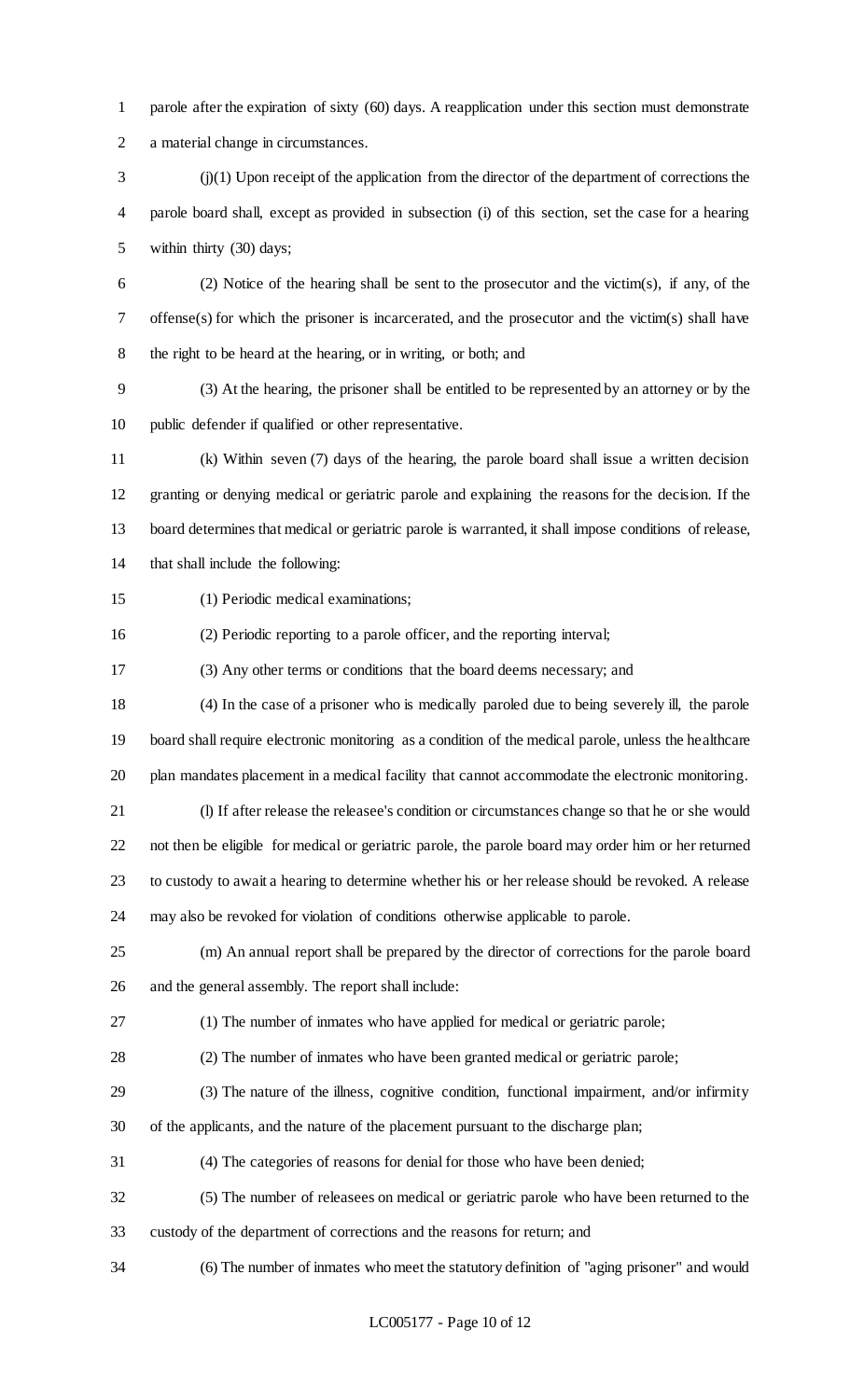parole after the expiration of sixty (60) days. A reapplication under this section must demonstrate a material change in circumstances.

(j)(1) Upon receipt of the application from the director of the department of corrections the parole board shall, except as provided in subsection (i) of this section, set the case for a hearing within thirty (30) days;

(2) Notice of the hearing shall be sent to the prosecutor and the victim(s), if any, of the offense(s) for which the prisoner is incarcerated, and the prosecutor and the victim(s) shall have the right to be heard at the hearing, or in writing, or both; and

(3) At the hearing, the prisoner shall be entitled to be represented by an attorney or by the public defender if qualified or other representative.

(k) Within seven (7) days of the hearing, the parole board shall issue a written decision granting or denying medical or geriatric parole and explaining the reasons for the decision. If the board determines that medical or geriatric parole is warranted, it shall impose conditions of release, that shall include the following:

(1) Periodic medical examinations;

(2) Periodic reporting to a parole officer, and the reporting interval;

(3) Any other terms or conditions that the board deems necessary; and

(4) In the case of a prisoner who is medically paroled due to being severely ill, the parole board shall require electronic monitoring as a condition of the medical parole, unless the healthcare plan mandates placement in a medical facility that cannot accommodate the electronic monitoring.

(l) If after release the releasee's condition or circumstances change so that he or she would not then be eligible for medical or geriatric parole, the parole board may order him or her returned to custody to await a hearing to determine whether his or her release should be revoked. A release may also be revoked for violation of conditions otherwise applicable to parole.

(m) An annual report shall be prepared by the director of corrections for the parole board and the general assembly. The report shall include:

(1) The number of inmates who have applied for medical or geriatric parole;

(2) The number of inmates who have been granted medical or geriatric parole;

(3) The nature of the illness, cognitive condition, functional impairment, and/or infirmity of the applicants, and the nature of the placement pursuant to the discharge plan;

(4) The categories of reasons for denial for those who have been denied;

(5) The number of releasees on medical or geriatric parole who have been returned to the custody of the department of corrections and the reasons for return; and

(6) The number of inmates who meet the statutory definition of "aging prisoner" and would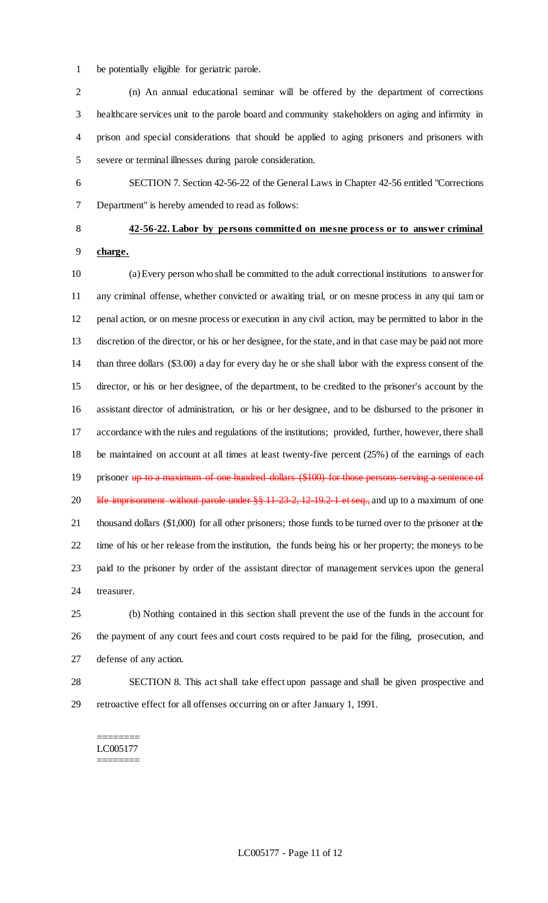be potentially eligible for geriatric parole.

(n) An annual educational seminar will be offered by the department of corrections healthcare services unit to the parole board and community stakeholders on aging and infirmity in prison and special considerations that should be applied to aging prisoners and prisoners with severe or terminal illnesses during parole consideration.

SECTION 7. Section 42-56-22 of the General Laws in Chapter 42-56 entitled "Corrections Department" is hereby amended to read as follows:

**42-56-22. Labor by persons committed on mesne process or to answer criminal charge.**

(a) Every person who shall be committed to the adult correctional institutions to answer for any criminal offense, whether convicted or awaiting trial, or on mesne process in any qui tam or penal action, or on mesne process or execution in any civil action, may be permitted to labor in the discretion of the director, or his or her designee, for the state, and in that case may be paid not more than three dollars ($3.00) a day for every day he or she shall labor with the express consent of the director, or his or her designee, of the department, to be credited to the prisoner's account by the assistant director of administration, or his or her designee, and to be disbursed to the prisoner in accordance with the rules and regulations of the institutions; provided, further, however, there shall be maintained on account at all times at least twenty-five percent (25%) of the earnings of each prisoner ~~up to a maximum of one hundred dollars ($100) for those persons serving a sentence of life imprisonment without parole under §§ 11-23-2, 12-19.2-1 et seq.,~~ and up to a maximum of one thousand dollars ($1,000) for all other prisoners; those funds to be turned over to the prisoner at the time of his or her release from the institution, the funds being his or her property; the moneys to be paid to the prisoner by order of the assistant director of management services upon the general treasurer.

(b) Nothing contained in this section shall prevent the use of the funds in the account for the payment of any court fees and court costs required to be paid for the filing, prosecution, and defense of any action.

SECTION 8. This act shall take effect upon passage and shall be given prospective and retroactive effect for all offenses occurring on or after January 1, 1991.

========
LC005177
========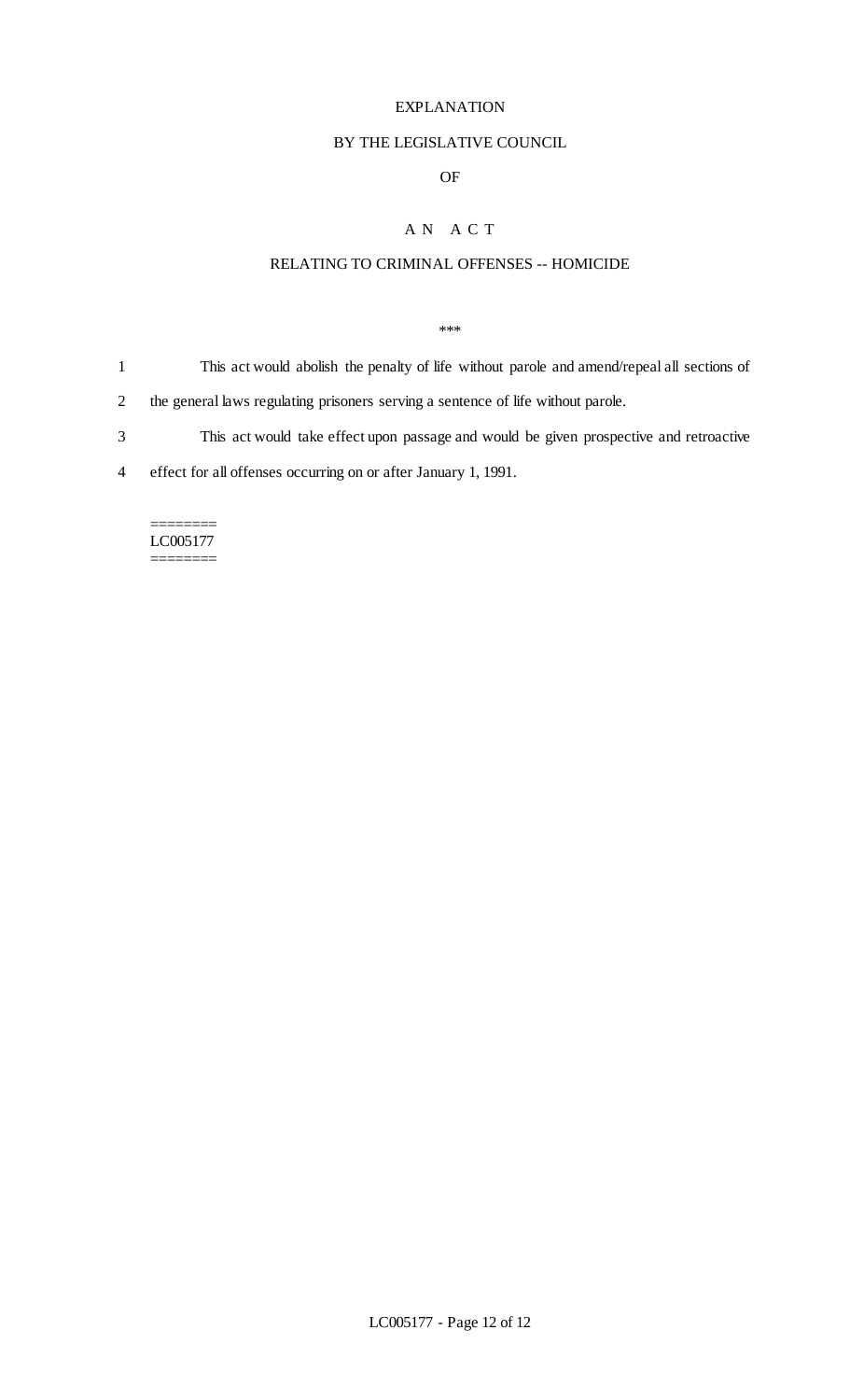EXPLANATION

BY THE LEGISLATIVE COUNCIL

OF

A N A C T

RELATING TO CRIMINAL OFFENSES -- HOMICIDE

***

1 This act would abolish the penalty of life without parole and amend/repeal all sections of
2 the general laws regulating prisoners serving a sentence of life without parole.
3 This act would take effect upon passage and would be given prospective and retroactive
4 effect for all offenses occurring on or after January 1, 1991.

========
LC005177
========